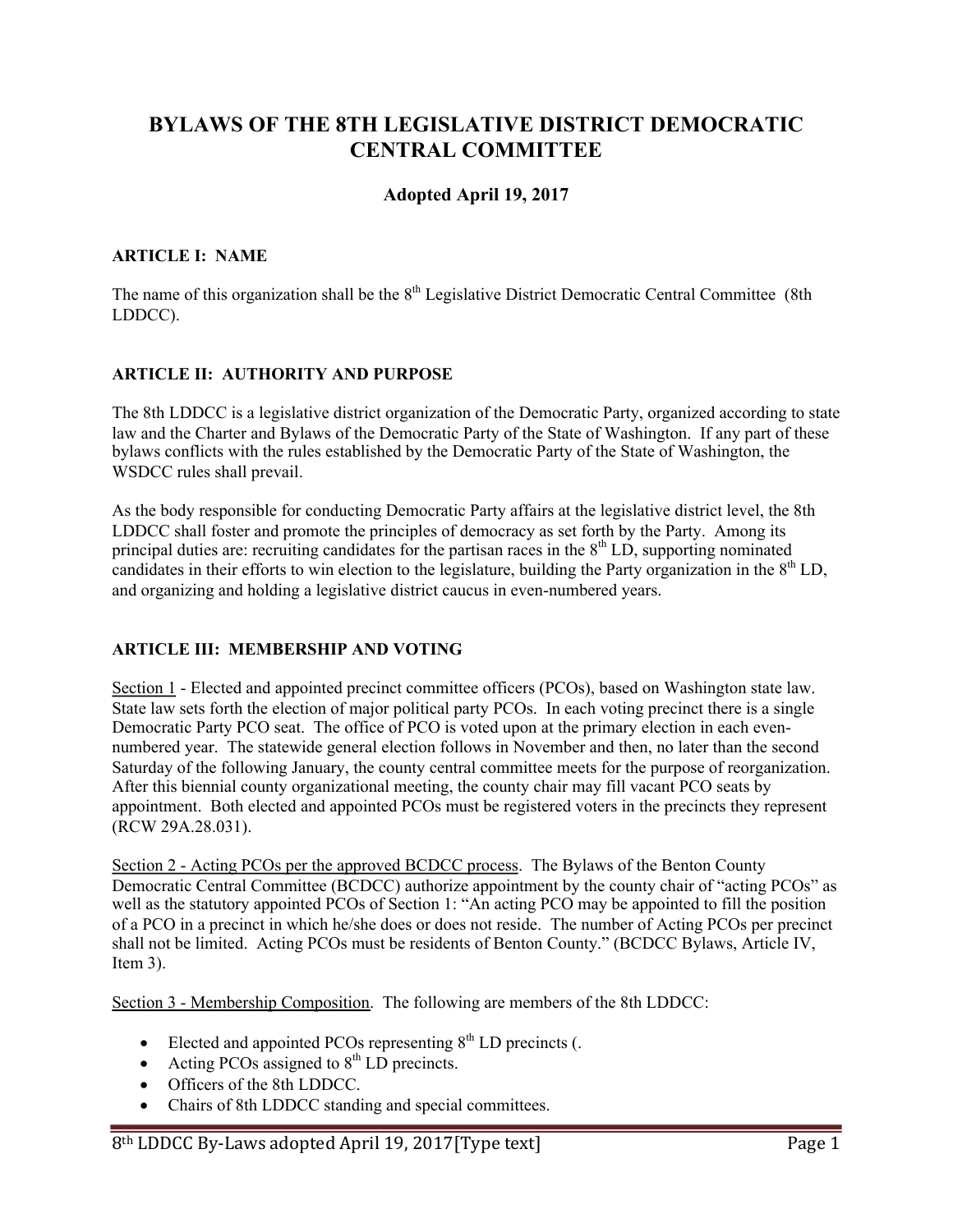# BYLAWS OF THE 8TH LEGISLATIVE DISTRICT DEMOCRATIC CENTRAL COMMITTEE

### Adopted April 19, 2017

## ARTICLE I: NAME

The name of this organization shall be the 8th Legislative District Democratic Central Committee (8th LDDCC).

## ARTICLE II: AUTHORITY AND PURPOSE

The 8th LDDCC is a legislative district organization of the Democratic Party, organized according to state law and the Charter and Bylaws of the Democratic Party of the State of Washington. If any part of these bylaws conflicts with the rules established by the Democratic Party of the State of Washington, the WSDCC rules shall prevail.

As the body responsible for conducting Democratic Party affairs at the legislative district level, the 8th LDDCC shall foster and promote the principles of democracy as set forth by the Party. Among its principal duties are: recruiting candidates for the partisan races in the 8th LD, supporting nominated candidates in their efforts to win election to the legislature, building the Party organization in the 8th LD, and organizing and holding a legislative district caucus in even-numbered years.

## ARTICLE III: MEMBERSHIP AND VOTING

Section 1 - Elected and appointed precinct committee officers (PCOs), based on Washington state law. State law sets forth the election of major political party PCOs. In each voting precinct there is a single Democratic Party PCO seat. The office of PCO is voted upon at the primary election in each even-numbered year. The statewide general election follows in November and then, no later than the second Saturday of the following January, the county central committee meets for the purpose of reorganization. After this biennial county organizational meeting, the county chair may fill vacant PCO seats by appointment. Both elected and appointed PCOs must be registered voters in the precincts they represent (RCW 29A.28.031).

Section 2 - Acting PCOs per the approved BCDCC process. The Bylaws of the Benton County Democratic Central Committee (BCDCC) authorize appointment by the county chair of "acting PCOs" as well as the statutory appointed PCOs of Section 1: "An acting PCO may be appointed to fill the position of a PCO in a precinct in which he/she does or does not reside. The number of Acting PCOs per precinct shall not be limited. Acting PCOs must be residents of Benton County." (BCDCC Bylaws, Article IV, Item 3).

Section 3 - Membership Composition. The following are members of the 8th LDDCC:

- Elected and appointed PCOs representing 8th LD precincts (.
- Acting PCOs assigned to 8th LD precincts.
- Officers of the 8th LDDCC.
- Chairs of 8th LDDCC standing and special committees.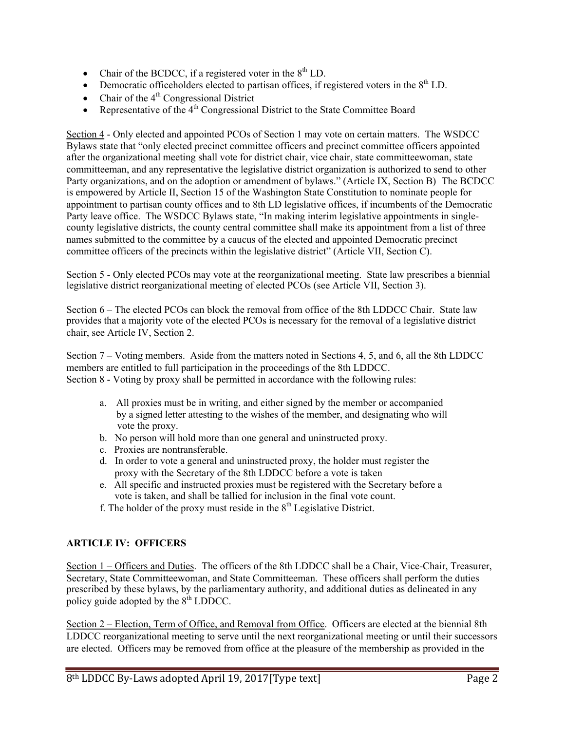- Chair of the BCDCC, if a registered voter in the 8th LD.
- Democratic officeholders elected to partisan offices, if registered voters in the 8th LD.
- Chair of the 4th Congressional District
- Representative of the 4th Congressional District to the State Committee Board

Section 4 - Only elected and appointed PCOs of Section 1 may vote on certain matters. The WSDCC Bylaws state that "only elected precinct committee officers and precinct committee officers appointed after the organizational meeting shall vote for district chair, vice chair, state committeewoman, state committeeman, and any representative the legislative district organization is authorized to send to other Party organizations, and on the adoption or amendment of bylaws." (Article IX, Section B) The BCDCC is empowered by Article II, Section 15 of the Washington State Constitution to nominate people for appointment to partisan county offices and to 8th LD legislative offices, if incumbents of the Democratic Party leave office. The WSDCC Bylaws state, "In making interim legislative appointments in single-county legislative districts, the county central committee shall make its appointment from a list of three names submitted to the committee by a caucus of the elected and appointed Democratic precinct committee officers of the precincts within the legislative district" (Article VII, Section C).

Section 5 - Only elected PCOs may vote at the reorganizational meeting. State law prescribes a biennial legislative district reorganizational meeting of elected PCOs (see Article VII, Section 3).

Section 6 – The elected PCOs can block the removal from office of the 8th LDDCC Chair. State law provides that a majority vote of the elected PCOs is necessary for the removal of a legislative district chair, see Article IV, Section 2.

Section 7 – Voting members. Aside from the matters noted in Sections 4, 5, and 6, all the 8th LDDCC members are entitled to full participation in the proceedings of the 8th LDDCC.
Section 8 - Voting by proxy shall be permitted in accordance with the following rules:

a. All proxies must be in writing, and either signed by the member or accompanied by a signed letter attesting to the wishes of the member, and designating who will vote the proxy.
b. No person will hold more than one general and uninstructed proxy.
c. Proxies are nontransferable.
d. In order to vote a general and uninstructed proxy, the holder must register the proxy with the Secretary of the 8th LDDCC before a vote is taken
e. All specific and instructed proxies must be registered with the Secretary before a vote is taken, and shall be tallied for inclusion in the final vote count.
f. The holder of the proxy must reside in the 8th Legislative District.

## ARTICLE IV: OFFICERS

Section 1 – Officers and Duties. The officers of the 8th LDDCC shall be a Chair, Vice-Chair, Treasurer, Secretary, State Committeewoman, and State Committeeman. These officers shall perform the duties prescribed by these bylaws, by the parliamentary authority, and additional duties as delineated in any policy guide adopted by the 8th LDDCC.

Section 2 – Election, Term of Office, and Removal from Office. Officers are elected at the biennial 8th LDDCC reorganizational meeting to serve until the next reorganizational meeting or until their successors are elected. Officers may be removed from office at the pleasure of the membership as provided in the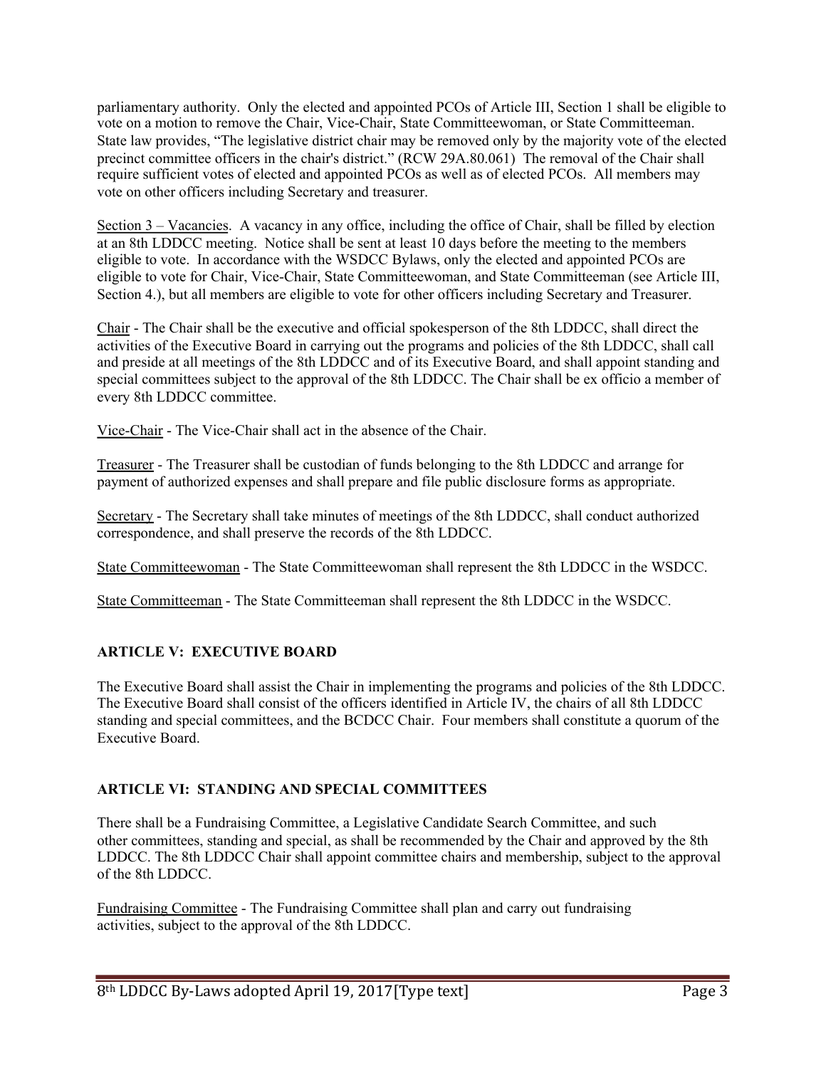parliamentary authority. Only the elected and appointed PCOs of Article III, Section 1 shall be eligible to vote on a motion to remove the Chair, Vice-Chair, State Committeewoman, or State Committeeman. State law provides, "The legislative district chair may be removed only by the majority vote of the elected precinct committee officers in the chair's district." (RCW 29A.80.061) The removal of the Chair shall require sufficient votes of elected and appointed PCOs as well as of elected PCOs. All members may vote on other officers including Secretary and treasurer.

Section 3 – Vacancies. A vacancy in any office, including the office of Chair, shall be filled by election at an 8th LDDCC meeting. Notice shall be sent at least 10 days before the meeting to the members eligible to vote. In accordance with the WSDCC Bylaws, only the elected and appointed PCOs are eligible to vote for Chair, Vice-Chair, State Committeewoman, and State Committeeman (see Article III, Section 4.), but all members are eligible to vote for other officers including Secretary and Treasurer.

Chair - The Chair shall be the executive and official spokesperson of the 8th LDDCC, shall direct the activities of the Executive Board in carrying out the programs and policies of the 8th LDDCC, shall call and preside at all meetings of the 8th LDDCC and of its Executive Board, and shall appoint standing and special committees subject to the approval of the 8th LDDCC. The Chair shall be ex officio a member of every 8th LDDCC committee.

Vice-Chair - The Vice-Chair shall act in the absence of the Chair.

Treasurer - The Treasurer shall be custodian of funds belonging to the 8th LDDCC and arrange for payment of authorized expenses and shall prepare and file public disclosure forms as appropriate.

Secretary - The Secretary shall take minutes of meetings of the 8th LDDCC, shall conduct authorized correspondence, and shall preserve the records of the 8th LDDCC.

State Committeewoman - The State Committeewoman shall represent the 8th LDDCC in the WSDCC.

State Committeeman - The State Committeeman shall represent the 8th LDDCC in the WSDCC.

## ARTICLE V: EXECUTIVE BOARD

The Executive Board shall assist the Chair in implementing the programs and policies of the 8th LDDCC. The Executive Board shall consist of the officers identified in Article IV, the chairs of all 8th LDDCC standing and special committees, and the BCDCC Chair. Four members shall constitute a quorum of the Executive Board.

## ARTICLE VI: STANDING AND SPECIAL COMMITTEES

There shall be a Fundraising Committee, a Legislative Candidate Search Committee, and such other committees, standing and special, as shall be recommended by the Chair and approved by the 8th LDDCC. The 8th LDDCC Chair shall appoint committee chairs and membership, subject to the approval of the 8th LDDCC.

Fundraising Committee - The Fundraising Committee shall plan and carry out fundraising activities, subject to the approval of the 8th LDDCC.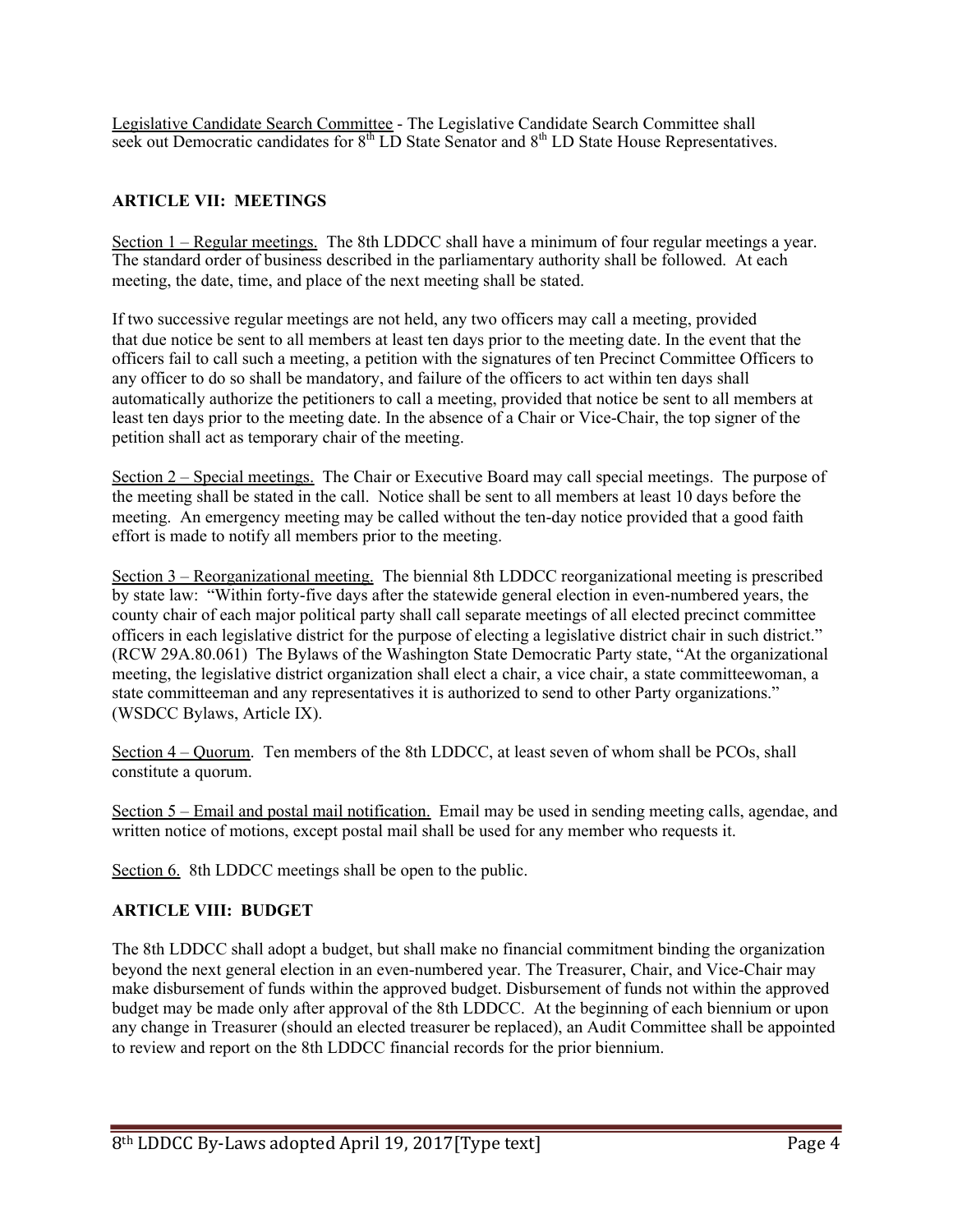Legislative Candidate Search Committee - The Legislative Candidate Search Committee shall seek out Democratic candidates for 8th LD State Senator and 8th LD State House Representatives.

## ARTICLE VII: MEETINGS

Section 1 – Regular meetings. The 8th LDDCC shall have a minimum of four regular meetings a year. The standard order of business described in the parliamentary authority shall be followed. At each meeting, the date, time, and place of the next meeting shall be stated.

If two successive regular meetings are not held, any two officers may call a meeting, provided that due notice be sent to all members at least ten days prior to the meeting date. In the event that the officers fail to call such a meeting, a petition with the signatures of ten Precinct Committee Officers to any officer to do so shall be mandatory, and failure of the officers to act within ten days shall automatically authorize the petitioners to call a meeting, provided that notice be sent to all members at least ten days prior to the meeting date. In the absence of a Chair or Vice-Chair, the top signer of the petition shall act as temporary chair of the meeting.

Section 2 – Special meetings. The Chair or Executive Board may call special meetings. The purpose of the meeting shall be stated in the call. Notice shall be sent to all members at least 10 days before the meeting. An emergency meeting may be called without the ten-day notice provided that a good faith effort is made to notify all members prior to the meeting.

Section 3 – Reorganizational meeting. The biennial 8th LDDCC reorganizational meeting is prescribed by state law: "Within forty-five days after the statewide general election in even-numbered years, the county chair of each major political party shall call separate meetings of all elected precinct committee officers in each legislative district for the purpose of electing a legislative district chair in such district." (RCW 29A.80.061) The Bylaws of the Washington State Democratic Party state, "At the organizational meeting, the legislative district organization shall elect a chair, a vice chair, a state committeewoman, a state committeeman and any representatives it is authorized to send to other Party organizations." (WSDCC Bylaws, Article IX).

Section 4 – Quorum. Ten members of the 8th LDDCC, at least seven of whom shall be PCOs, shall constitute a quorum.

Section 5 – Email and postal mail notification. Email may be used in sending meeting calls, agendae, and written notice of motions, except postal mail shall be used for any member who requests it.

Section 6. 8th LDDCC meetings shall be open to the public.

## ARTICLE VIII: BUDGET

The 8th LDDCC shall adopt a budget, but shall make no financial commitment binding the organization beyond the next general election in an even-numbered year. The Treasurer, Chair, and Vice-Chair may make disbursement of funds within the approved budget. Disbursement of funds not within the approved budget may be made only after approval of the 8th LDDCC. At the beginning of each biennium or upon any change in Treasurer (should an elected treasurer be replaced), an Audit Committee shall be appointed to review and report on the 8th LDDCC financial records for the prior biennium.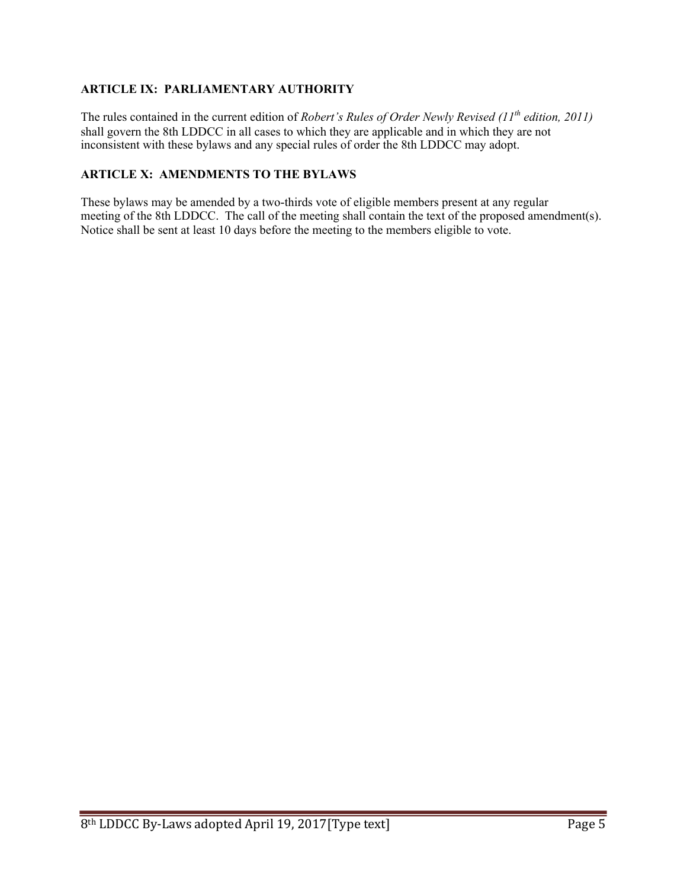## ARTICLE IX: PARLIAMENTARY AUTHORITY

The rules contained in the current edition of *Robert's Rules of Order Newly Revised (11th edition, 2011)* shall govern the 8th LDDCC in all cases to which they are applicable and in which they are not inconsistent with these bylaws and any special rules of order the 8th LDDCC may adopt.

## ARTICLE X: AMENDMENTS TO THE BYLAWS

These bylaws may be amended by a two-thirds vote of eligible members present at any regular meeting of the 8th LDDCC. The call of the meeting shall contain the text of the proposed amendment(s). Notice shall be sent at least 10 days before the meeting to the members eligible to vote.